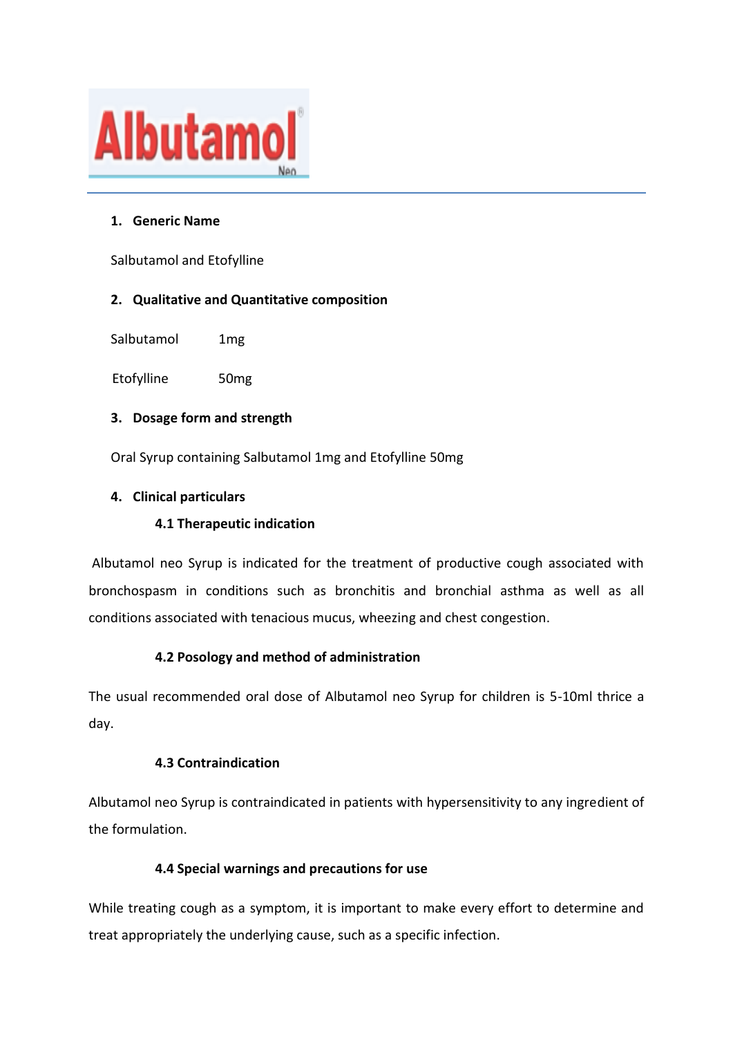# Albutamol® Neo

## 1. Generic Name

Salbutamol and Etofylline

## 2. Qualitative and Quantitative composition

| | |
|---|---|
| Salbutamol | 1mg |
| Etofylline | 50mg |

## 3. Dosage form and strength

Oral Syrup containing Salbutamol 1mg and Etofylline 50mg

## 4. Clinical particulars

### 4.1 Therapeutic indication

Albutamol neo Syrup is indicated for the treatment of productive cough associated with bronchospasm in conditions such as bronchitis and bronchial asthma as well as all conditions associated with tenacious mucus, wheezing and chest congestion.

### 4.2 Posology and method of administration

The usual recommended oral dose of Albutamol neo Syrup for children is 5-10ml thrice a day.

### 4.3 Contraindication

Albutamol neo Syrup is contraindicated in patients with hypersensitivity to any ingredient of the formulation.

### 4.4 Special warnings and precautions for use

While treating cough as a symptom, it is important to make every effort to determine and treat appropriately the underlying cause, such as a specific infection.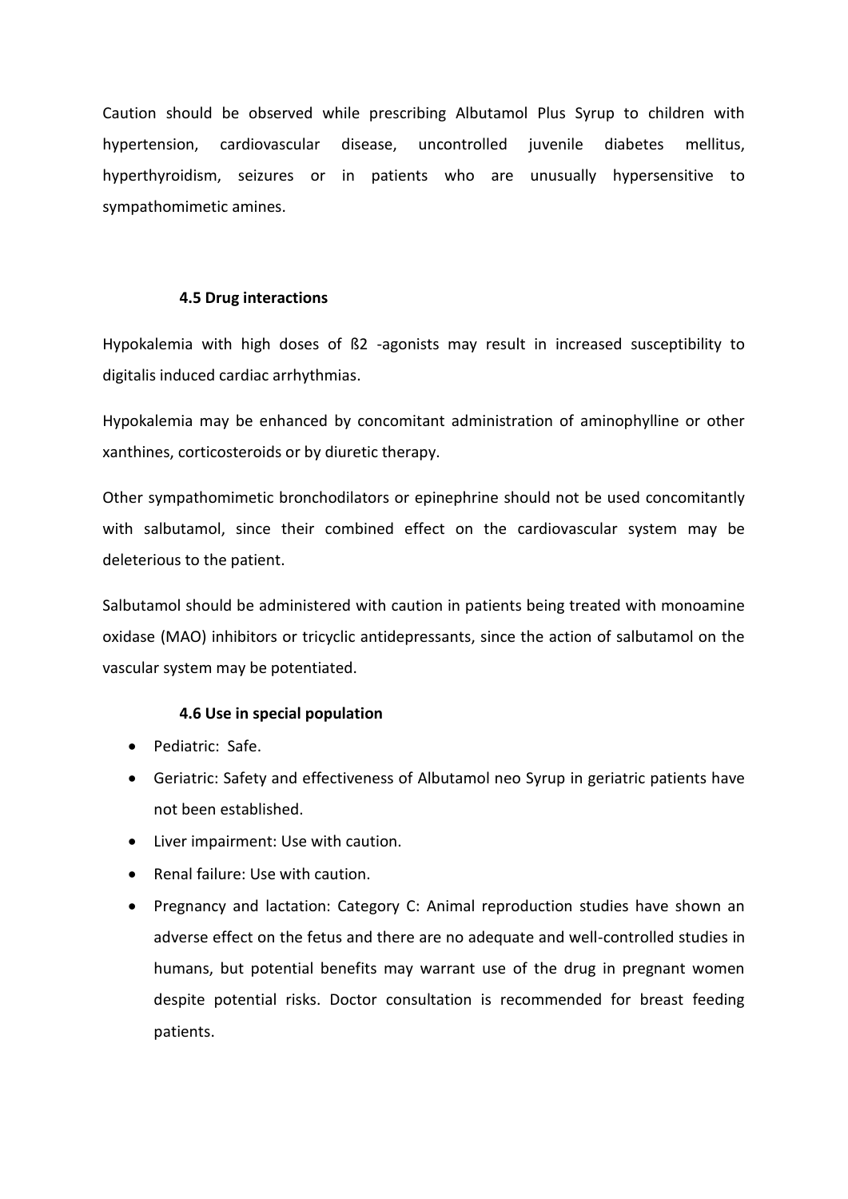Caution should be observed while prescribing Albutamol Plus Syrup to children with hypertension, cardiovascular disease, uncontrolled juvenile diabetes mellitus, hyperthyroidism, seizures or in patients who are unusually hypersensitive to sympathomimetic amines.

### 4.5 Drug interactions

Hypokalemia with high doses of ß2 -agonists may result in increased susceptibility to digitalis induced cardiac arrhythmias.

Hypokalemia may be enhanced by concomitant administration of aminophylline or other xanthines, corticosteroids or by diuretic therapy.

Other sympathomimetic bronchodilators or epinephrine should not be used concomitantly with salbutamol, since their combined effect on the cardiovascular system may be deleterious to the patient.

Salbutamol should be administered with caution in patients being treated with monoamine oxidase (MAO) inhibitors or tricyclic antidepressants, since the action of salbutamol on the vascular system may be potentiated.

### 4.6 Use in special population

- Pediatric: Safe.
- Geriatric: Safety and effectiveness of Albutamol neo Syrup in geriatric patients have not been established.
- Liver impairment: Use with caution.
- Renal failure: Use with caution.
- Pregnancy and lactation: Category C: Animal reproduction studies have shown an adverse effect on the fetus and there are no adequate and well-controlled studies in humans, but potential benefits may warrant use of the drug in pregnant women despite potential risks. Doctor consultation is recommended for breast feeding patients.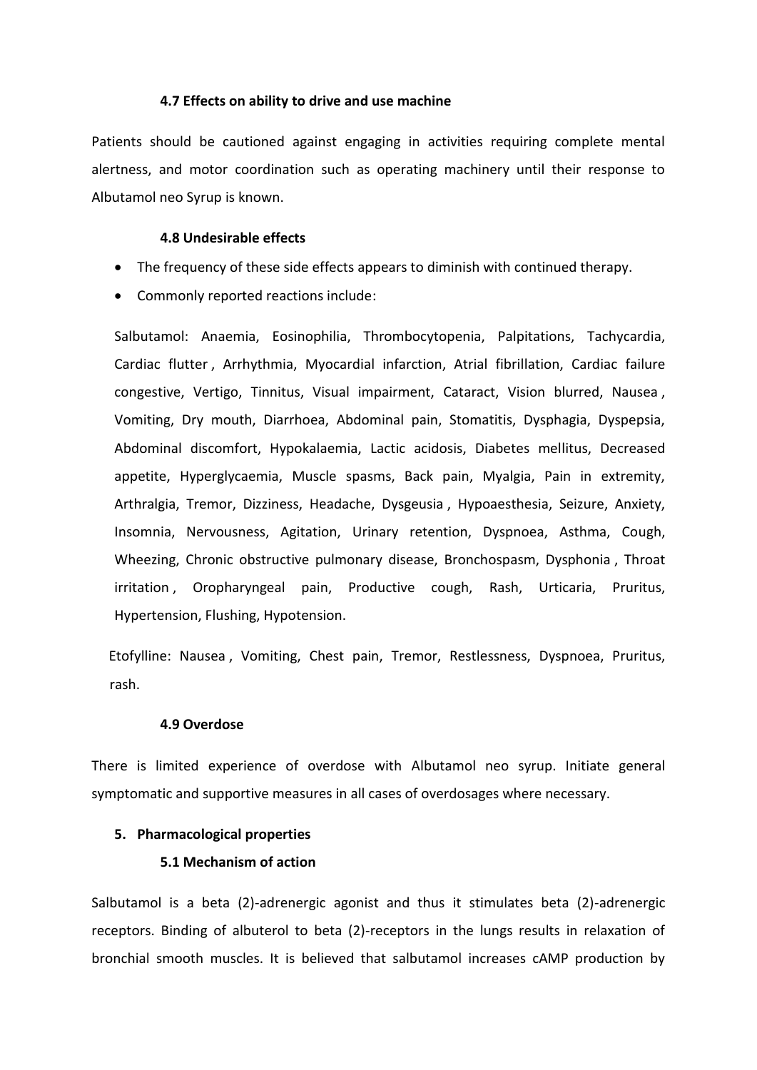### 4.7 Effects on ability to drive and use machine

Patients should be cautioned against engaging in activities requiring complete mental alertness, and motor coordination such as operating machinery until their response to Albutamol neo Syrup is known.

### 4.8 Undesirable effects

- The frequency of these side effects appears to diminish with continued therapy.
- Commonly reported reactions include:

Salbutamol: Anaemia, Eosinophilia, Thrombocytopenia, Palpitations, Tachycardia, Cardiac flutter , Arrhythmia, Myocardial infarction, Atrial fibrillation, Cardiac failure congestive, Vertigo, Tinnitus, Visual impairment, Cataract, Vision blurred, Nausea , Vomiting, Dry mouth, Diarrhoea, Abdominal pain, Stomatitis, Dysphagia, Dyspepsia, Abdominal discomfort, Hypokalaemia, Lactic acidosis, Diabetes mellitus, Decreased appetite, Hyperglycaemia, Muscle spasms, Back pain, Myalgia, Pain in extremity, Arthralgia, Tremor, Dizziness, Headache, Dysgeusia , Hypoaesthesia, Seizure, Anxiety, Insomnia, Nervousness, Agitation, Urinary retention, Dyspnoea, Asthma, Cough, Wheezing, Chronic obstructive pulmonary disease, Bronchospasm, Dysphonia , Throat irritation , Oropharyngeal pain, Productive cough, Rash, Urticaria, Pruritus, Hypertension, Flushing, Hypotension.

Etofylline: Nausea , Vomiting, Chest pain, Tremor, Restlessness, Dyspnoea, Pruritus, rash.

### 4.9 Overdose

There is limited experience of overdose with Albutamol neo syrup. Initiate general symptomatic and supportive measures in all cases of overdosages where necessary.

## 5. Pharmacological properties

### 5.1 Mechanism of action

Salbutamol is a beta (2)-adrenergic agonist and thus it stimulates beta (2)-adrenergic receptors. Binding of albuterol to beta (2)-receptors in the lungs results in relaxation of bronchial smooth muscles. It is believed that salbutamol increases cAMP production by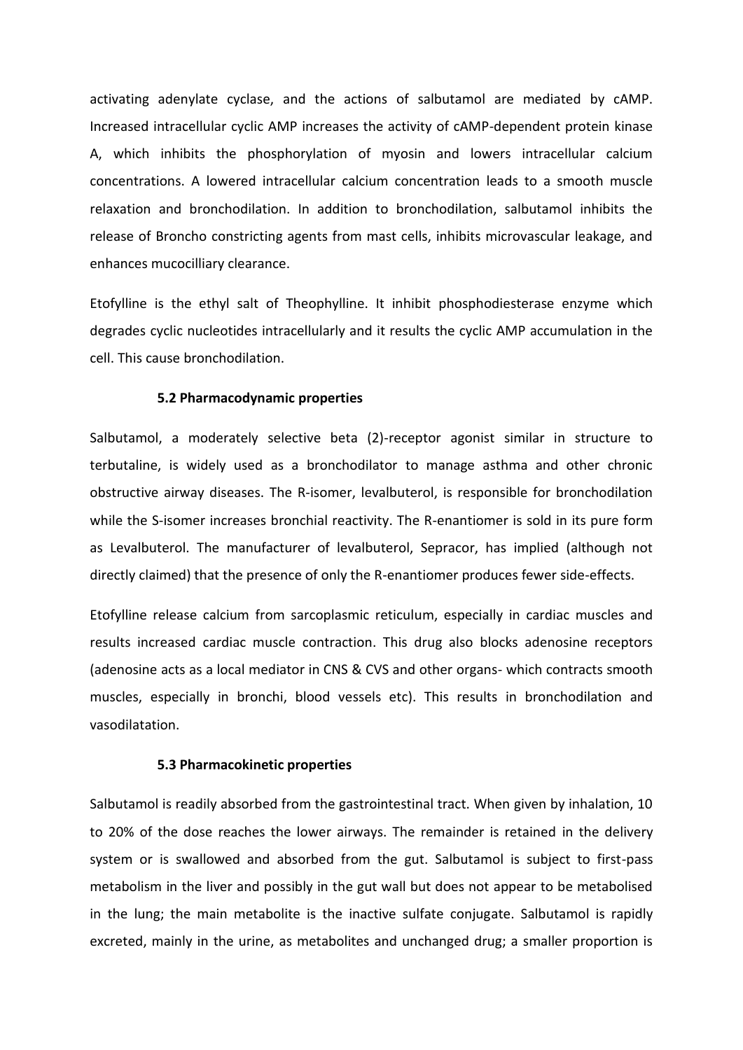activating adenylate cyclase, and the actions of salbutamol are mediated by cAMP. Increased intracellular cyclic AMP increases the activity of cAMP-dependent protein kinase A, which inhibits the phosphorylation of myosin and lowers intracellular calcium concentrations. A lowered intracellular calcium concentration leads to a smooth muscle relaxation and bronchodilation. In addition to bronchodilation, salbutamol inhibits the release of Broncho constricting agents from mast cells, inhibits microvascular leakage, and enhances mucocilliary clearance.

Etofylline is the ethyl salt of Theophylline. It inhibit phosphodiesterase enzyme which degrades cyclic nucleotides intracellularly and it results the cyclic AMP accumulation in the cell. This cause bronchodilation.

### 5.2 Pharmacodynamic properties

Salbutamol, a moderately selective beta (2)-receptor agonist similar in structure to terbutaline, is widely used as a bronchodilator to manage asthma and other chronic obstructive airway diseases. The R-isomer, levalbuterol, is responsible for bronchodilation while the S-isomer increases bronchial reactivity. The R-enantiomer is sold in its pure form as Levalbuterol. The manufacturer of levalbuterol, Sepracor, has implied (although not directly claimed) that the presence of only the R-enantiomer produces fewer side-effects.

Etofylline release calcium from sarcoplasmic reticulum, especially in cardiac muscles and results increased cardiac muscle contraction. This drug also blocks adenosine receptors (adenosine acts as a local mediator in CNS & CVS and other organs- which contracts smooth muscles, especially in bronchi, blood vessels etc). This results in bronchodilation and vasodilatation.

### 5.3 Pharmacokinetic properties

Salbutamol is readily absorbed from the gastrointestinal tract. When given by inhalation, 10 to 20% of the dose reaches the lower airways. The remainder is retained in the delivery system or is swallowed and absorbed from the gut. Salbutamol is subject to first-pass metabolism in the liver and possibly in the gut wall but does not appear to be metabolised in the lung; the main metabolite is the inactive sulfate conjugate. Salbutamol is rapidly excreted, mainly in the urine, as metabolites and unchanged drug; a smaller proportion is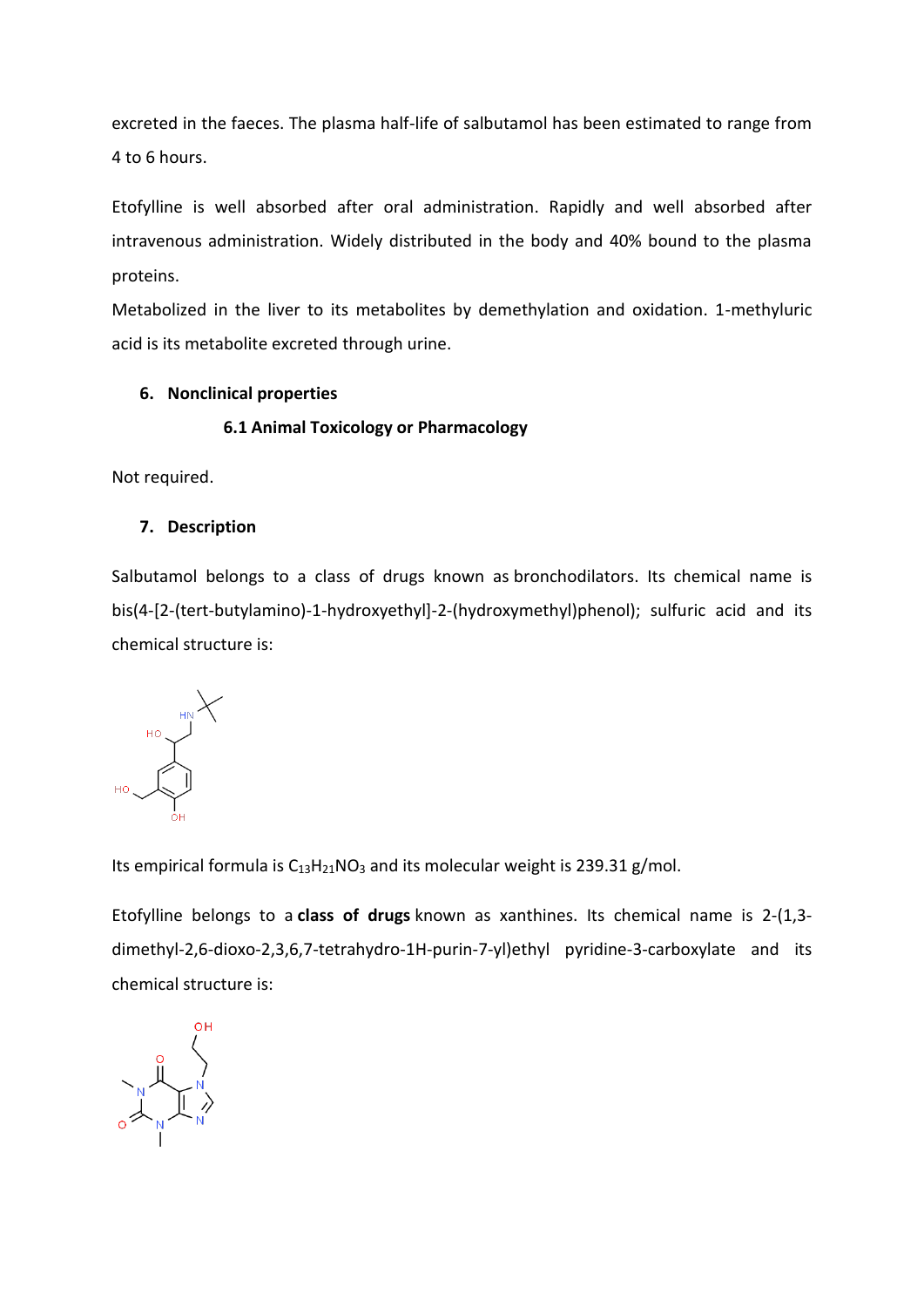excreted in the faeces. The plasma half-life of salbutamol has been estimated to range from 4 to 6 hours.

Etofylline is well absorbed after oral administration. Rapidly and well absorbed after intravenous administration. Widely distributed in the body and 40% bound to the plasma proteins.

Metabolized in the liver to its metabolites by demethylation and oxidation. 1-methyluric acid is its metabolite excreted through urine.

## 6. Nonclinical properties

### 6.1 Animal Toxicology or Pharmacology

Not required.

## 7. Description

Salbutamol belongs to a class of drugs known as bronchodilators. Its chemical name is bis(4-[2-(tert-butylamino)-1-hydroxyethyl]-2-(hydroxymethyl)phenol); sulfuric acid and its chemical structure is:

Its empirical formula is $C_{13}H_{21}NO_3$ and its molecular weight is 239.31 g/mol.

Etofylline belongs to a **class of drugs** known as xanthines. Its chemical name is 2-(1,3-dimethyl-2,6-dioxo-2,3,6,7-tetrahydro-1H-purin-7-yl)ethyl pyridine-3-carboxylate and its chemical structure is: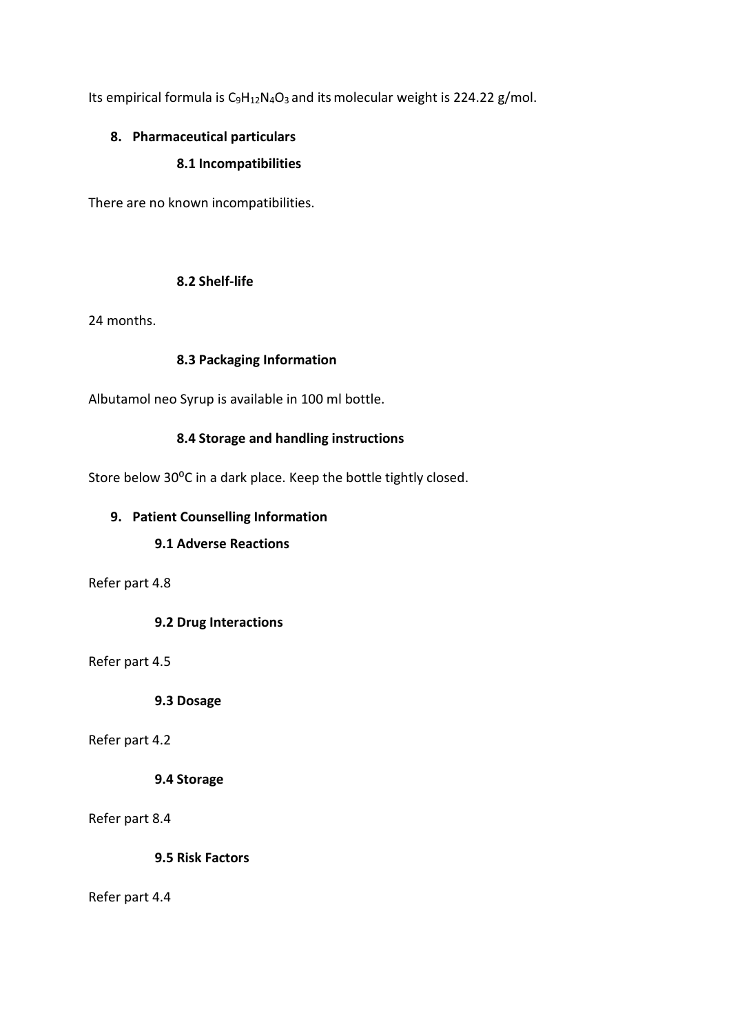Its empirical formula is $C_9H_{12}N_4O_3$ and its molecular weight is 224.22 g/mol.

## 8. Pharmaceutical particulars

### 8.1 Incompatibilities

There are no known incompatibilities.

### 8.2 Shelf-life

24 months.

### 8.3 Packaging Information

Albutamol neo Syrup is available in 100 ml bottle.

### 8.4 Storage and handling instructions

Store below 30$^{0}$C in a dark place. Keep the bottle tightly closed.

## 9. Patient Counselling Information

### 9.1 Adverse Reactions

Refer part 4.8

### 9.2 Drug Interactions

Refer part 4.5

### 9.3 Dosage

Refer part 4.2

### 9.4 Storage

Refer part 8.4

### 9.5 Risk Factors

Refer part 4.4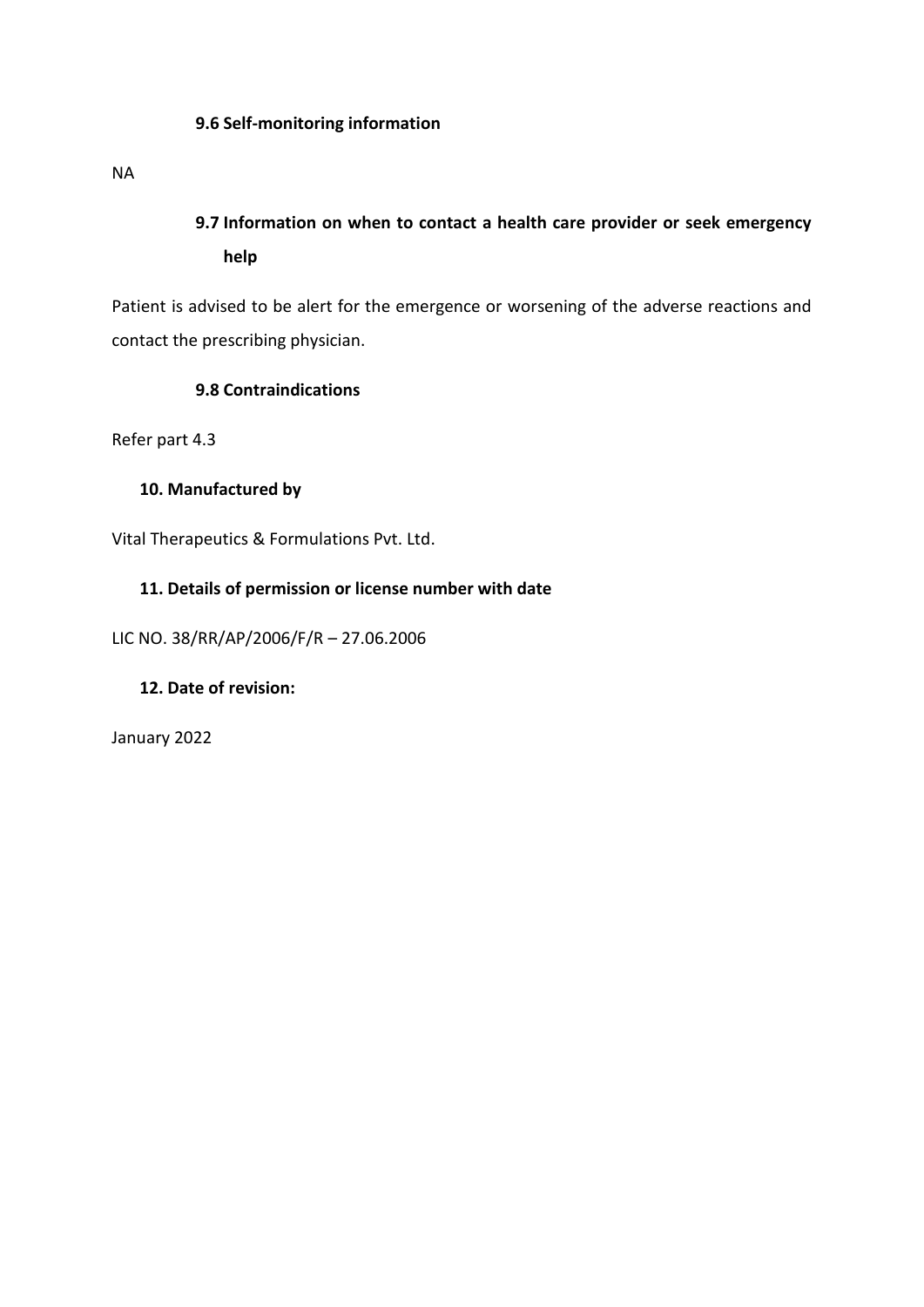### 9.6 Self-monitoring information

NA

### 9.7 Information on when to contact a health care provider or seek emergency help

Patient is advised to be alert for the emergence or worsening of the adverse reactions and contact the prescribing physician.

### 9.8 Contraindications

Refer part 4.3

## 10. Manufactured by

Vital Therapeutics & Formulations Pvt. Ltd.

## 11. Details of permission or license number with date

LIC NO. 38/RR/AP/2006/F/R – 27.06.2006

## 12. Date of revision:

January 2022